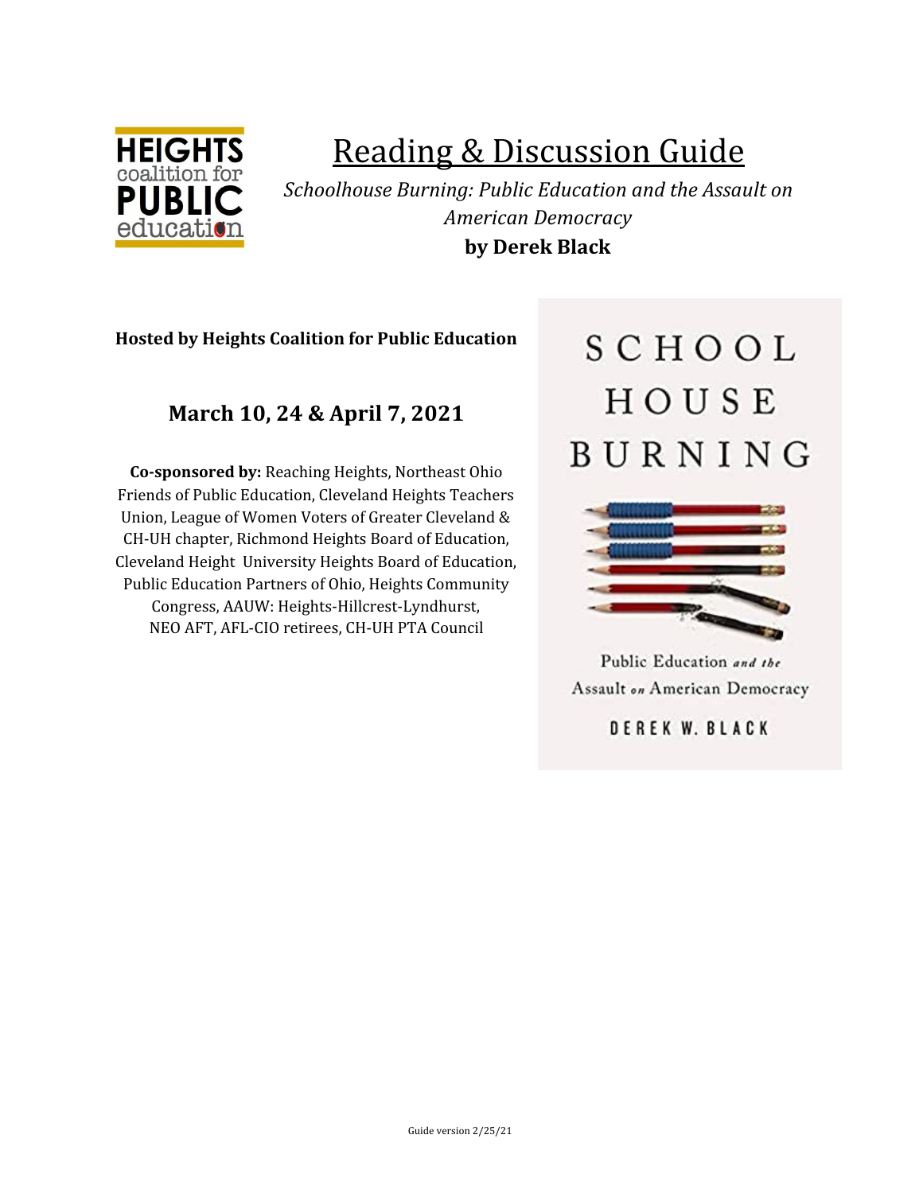# Reading & Discussion Guide

*Schoolhouse Burning: Public Education and the Assault on American Democracy*

**by Derek Black**

**Hosted by Heights Coalition for Public Education**

## March 10, 24 & April 7, 2021

**Co-sponsored by:** Reaching Heights, Northeast Ohio Friends of Public Education, Cleveland Heights Teachers Union, League of Women Voters of Greater Cleveland & CH-UH chapter, Richmond Heights Board of Education, Cleveland Height University Heights Board of Education, Public Education Partners of Ohio, Heights Community Congress, AAUW: Heights-Hillcrest-Lyndhurst, NEO AFT, AFL-CIO retirees, CH-UH PTA Council

Guide version 2/25/21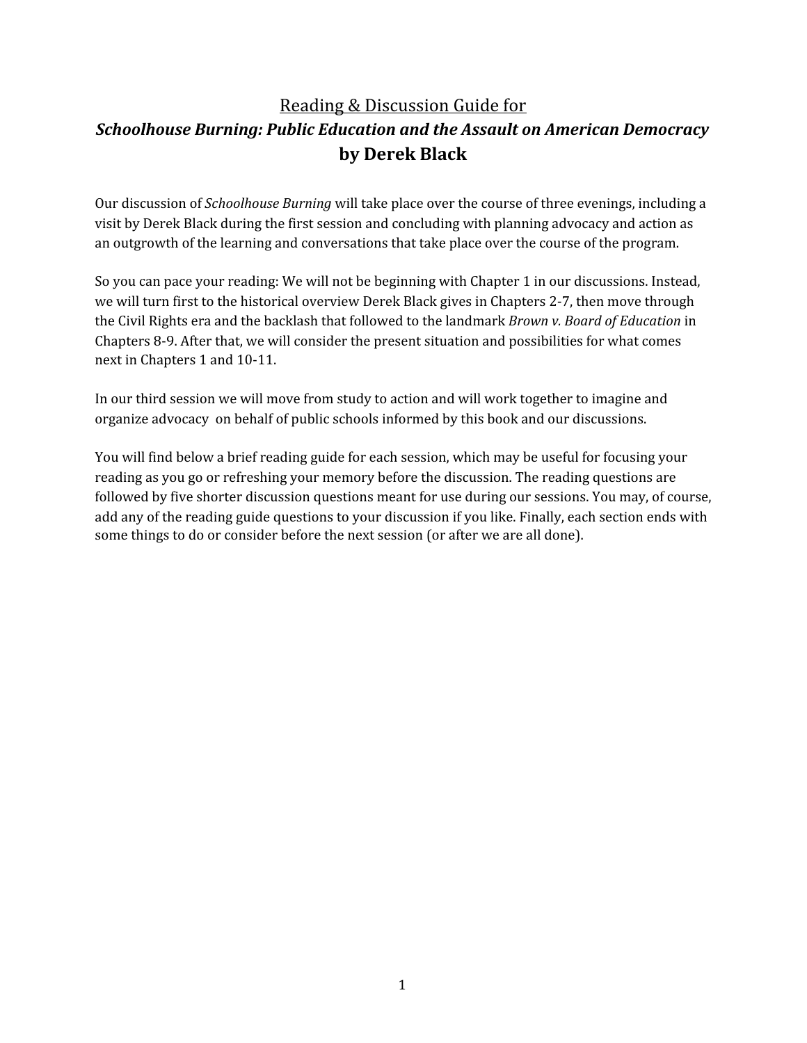## Reading & Discussion Guide for

## *Schoolhouse Burning: Public Education and the Assault on American Democracy*

## **by Derek Black**

Our discussion of *Schoolhouse Burning* will take place over the course of three evenings, including a visit by Derek Black during the first session and concluding with planning advocacy and action as an outgrowth of the learning and conversations that take place over the course of the program.

So you can pace your reading: We will not be beginning with Chapter 1 in our discussions. Instead, we will turn first to the historical overview Derek Black gives in Chapters 2-7, then move through the Civil Rights era and the backlash that followed to the landmark *Brown v. Board of Education* in Chapters 8-9. After that, we will consider the present situation and possibilities for what comes next in Chapters 1 and 10-11.

In our third session we will move from study to action and will work together to imagine and organize advocacy on behalf of public schools informed by this book and our discussions.

You will find below a brief reading guide for each session, which may be useful for focusing your reading as you go or refreshing your memory before the discussion. The reading questions are followed by five shorter discussion questions meant for use during our sessions. You may, of course, add any of the reading guide questions to your discussion if you like. Finally, each section ends with some things to do or consider before the next session (or after we are all done).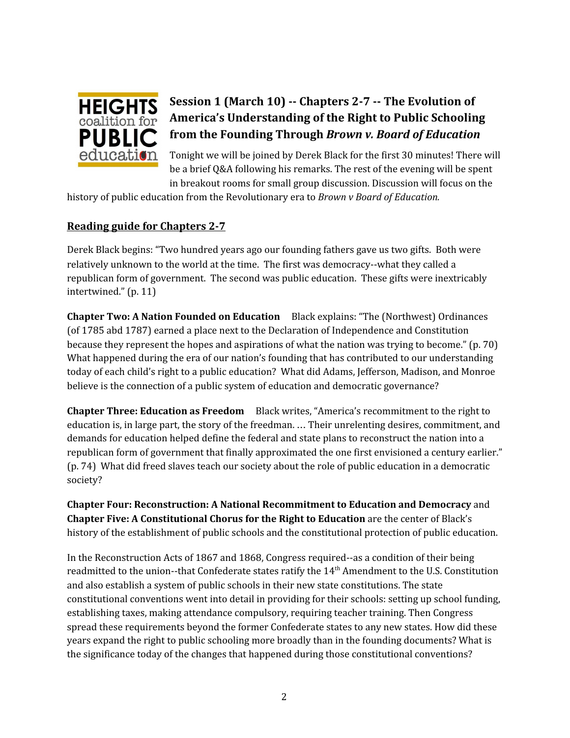HEIGHTS coalition for PUBLIC education

## Session 1 (March 10) -- Chapters 2-7 -- The Evolution of America's Understanding of the Right to Public Schooling from the Founding Through *Brown v. Board of Education*

Tonight we will be joined by Derek Black for the first 30 minutes! There will be a brief Q&A following his remarks. The rest of the evening will be spent in breakout rooms for small group discussion. Discussion will focus on the history of public education from the Revolutionary era to *Brown v Board of Education.*

### Reading guide for Chapters 2-7

Derek Black begins: "Two hundred years ago our founding fathers gave us two gifts. Both were relatively unknown to the world at the time. The first was democracy--what they called a republican form of government. The second was public education. These gifts were inextricably intertwined." (p. 11)

**Chapter Two: A Nation Founded on Education** Black explains: "The (Northwest) Ordinances (of 1785 abd 1787) earned a place next to the Declaration of Independence and Constitution because they represent the hopes and aspirations of what the nation was trying to become." (p. 70) What happened during the era of our nation's founding that has contributed to our understanding today of each child's right to a public education? What did Adams, Jefferson, Madison, and Monroe believe is the connection of a public system of education and democratic governance?

**Chapter Three: Education as Freedom** Black writes, "America's recommitment to the right to education is, in large part, the story of the freedman. … Their unrelenting desires, commitment, and demands for education helped define the federal and state plans to reconstruct the nation into a republican form of government that finally approximated the one first envisioned a century earlier." (p. 74) What did freed slaves teach our society about the role of public education in a democratic society?

**Chapter Four: Reconstruction: A National Recommitment to Education and Democracy** and **Chapter Five: A Constitutional Chorus for the Right to Education** are the center of Black's history of the establishment of public schools and the constitutional protection of public education.

In the Reconstruction Acts of 1867 and 1868, Congress required--as a condition of their being readmitted to the union--that Confederate states ratify the 14th Amendment to the U.S. Constitution and also establish a system of public schools in their new state constitutions. The state constitutional conventions went into detail in providing for their schools: setting up school funding, establishing taxes, making attendance compulsory, requiring teacher training. Then Congress spread these requirements beyond the former Confederate states to any new states. How did these years expand the right to public schooling more broadly than in the founding documents? What is the significance today of the changes that happened during those constitutional conventions?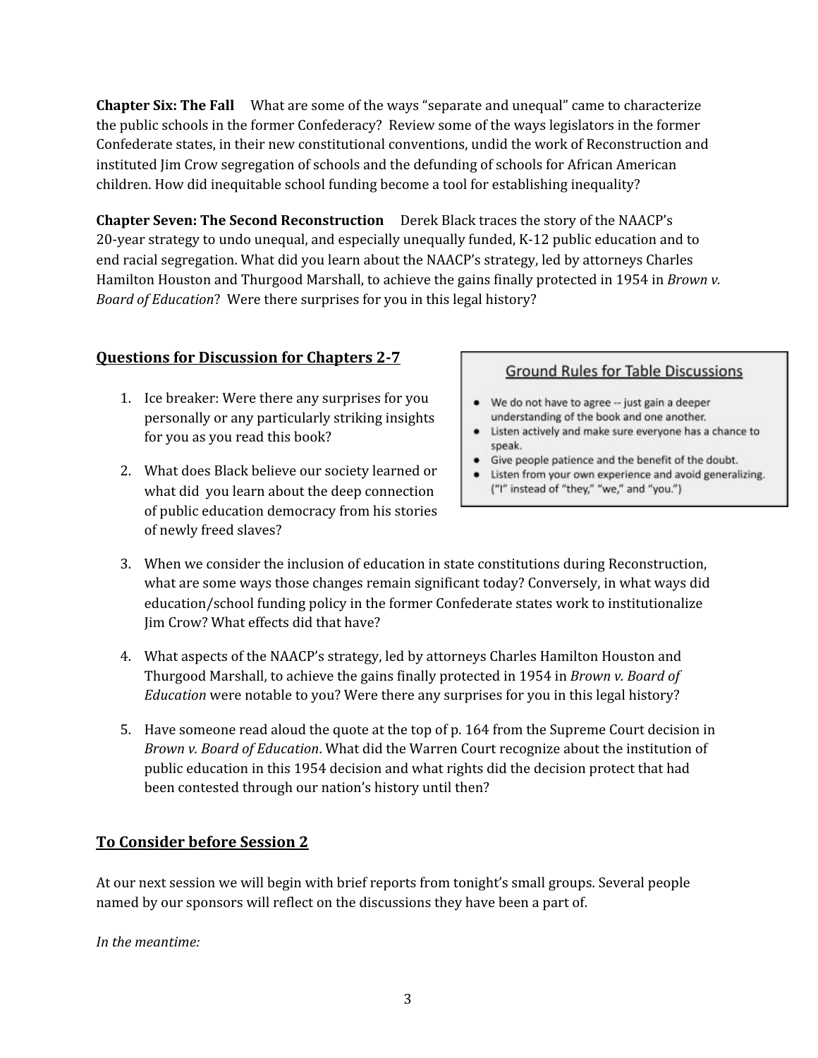**Chapter Six: The Fall** What are some of the ways "separate and unequal" came to characterize the public schools in the former Confederacy? Review some of the ways legislators in the former Confederate states, in their new constitutional conventions, undid the work of Reconstruction and instituted Jim Crow segregation of schools and the defunding of schools for African American children. How did inequitable school funding become a tool for establishing inequality?

**Chapter Seven: The Second Reconstruction** Derek Black traces the story of the NAACP's 20-year strategy to undo unequal, and especially unequally funded, K-12 public education and to end racial segregation. What did you learn about the NAACP's strategy, led by attorneys Charles Hamilton Houston and Thurgood Marshall, to achieve the gains finally protected in 1954 in *Brown v. Board of Education*? Were there surprises for you in this legal history?

## Questions for Discussion for Chapters 2-7

**Ground Rules for Table Discussions**

- We do not have to agree -- just gain a deeper understanding of the book and one another.
- Listen actively and make sure everyone has a chance to speak.
- Give people patience and the benefit of the doubt.
- Listen from your own experience and avoid generalizing. ("I" instead of "they," "we," and "you.")

1. Ice breaker: Were there any surprises for you personally or any particularly striking insights for you as you read this book?
2. What does Black believe our society learned or what did you learn about the deep connection of public education democracy from his stories of newly freed slaves?
3. When we consider the inclusion of education in state constitutions during Reconstruction, what are some ways those changes remain significant today? Conversely, in what ways did education/school funding policy in the former Confederate states work to institutionalize Jim Crow? What effects did that have?
4. What aspects of the NAACP's strategy, led by attorneys Charles Hamilton Houston and Thurgood Marshall, to achieve the gains finally protected in 1954 in *Brown v. Board of Education* were notable to you? Were there any surprises for you in this legal history?
5. Have someone read aloud the quote at the top of p. 164 from the Supreme Court decision in *Brown v. Board of Education*. What did the Warren Court recognize about the institution of public education in this 1954 decision and what rights did the decision protect that had been contested through our nation's history until then?

## To Consider before Session 2

At our next session we will begin with brief reports from tonight's small groups. Several people named by our sponsors will reflect on the discussions they have been a part of.

*In the meantime:*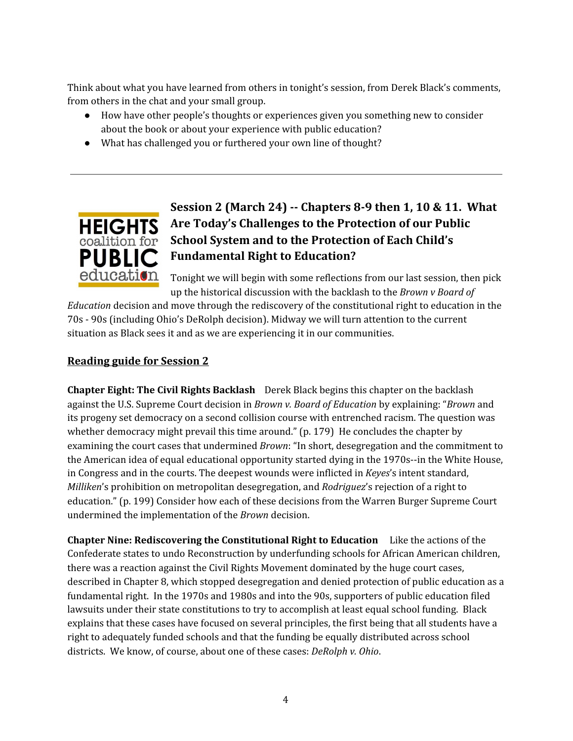Think about what you have learned from others in tonight's session, from Derek Black's comments, from others in the chat and your small group.

- How have other people's thoughts or experiences given you something new to consider about the book or about your experience with public education?
- What has challenged you or furthered your own line of thought?

---

## Session 2 (March 24) -- Chapters 8-9 then 1, 10 & 11. What Are Today's Challenges to the Protection of our Public School System and to the Protection of Each Child's Fundamental Right to Education?

Tonight we will begin with some reflections from our last session, then pick up the historical discussion with the backlash to the *Brown v Board of Education* decision and move through the rediscovery of the constitutional right to education in the 70s - 90s (including Ohio's DeRolph decision). Midway we will turn attention to the current situation as Black sees it and as we are experiencing it in our communities.

**Reading guide for Session 2**

**Chapter Eight: The Civil Rights Backlash** Derek Black begins this chapter on the backlash against the U.S. Supreme Court decision in *Brown v. Board of Education* by explaining: "*Brown* and its progeny set democracy on a second collision course with entrenched racism. The question was whether democracy might prevail this time around." (p. 179) He concludes the chapter by examining the court cases that undermined *Brown*: "In short, desegregation and the commitment to the American idea of equal educational opportunity started dying in the 1970s--in the White House, in Congress and in the courts. The deepest wounds were inflicted in *Keyes*'s intent standard, *Milliken*'s prohibition on metropolitan desegregation, and *Rodriguez*'s rejection of a right to education." (p. 199) Consider how each of these decisions from the Warren Burger Supreme Court undermined the implementation of the *Brown* decision.

**Chapter Nine: Rediscovering the Constitutional Right to Education** Like the actions of the Confederate states to undo Reconstruction by underfunding schools for African American children, there was a reaction against the Civil Rights Movement dominated by the huge court cases, described in Chapter 8, which stopped desegregation and denied protection of public education as a fundamental right. In the 1970s and 1980s and into the 90s, supporters of public education filed lawsuits under their state constitutions to try to accomplish at least equal school funding. Black explains that these cases have focused on several principles, the first being that all students have a right to adequately funded schools and that the funding be equally distributed across school districts. We know, of course, about one of these cases: *DeRolph v. Ohio*.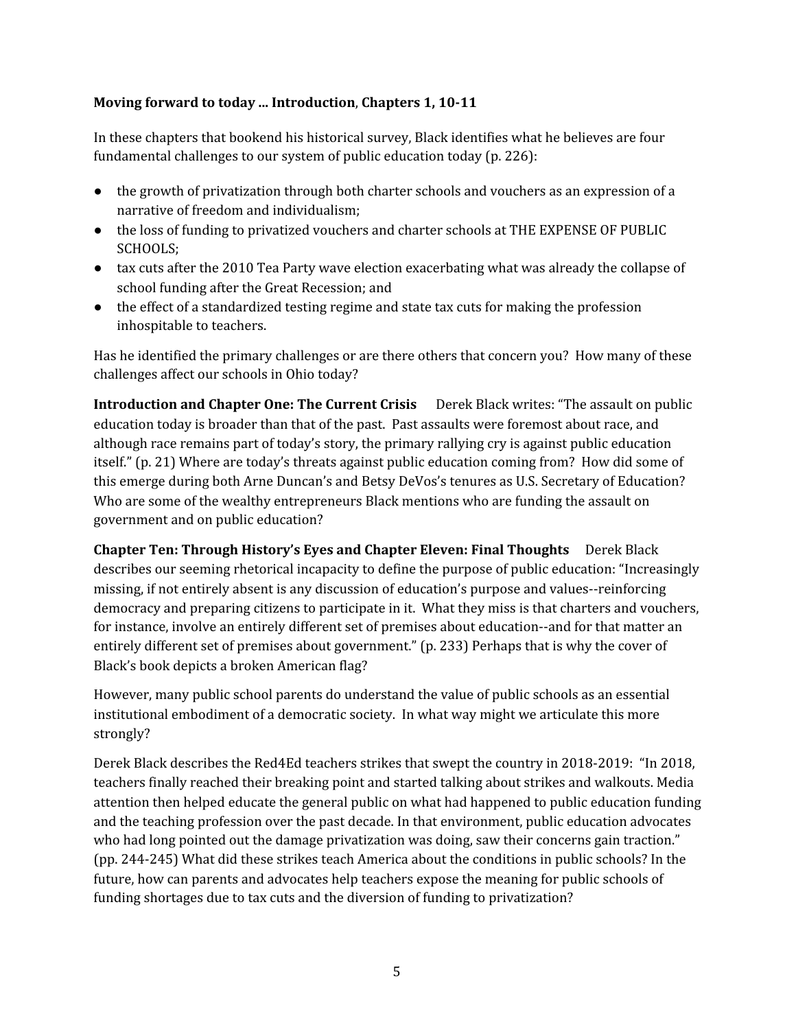**Moving forward to today ... Introduction**, **Chapters 1, 10-11**

In these chapters that bookend his historical survey, Black identifies what he believes are four fundamental challenges to our system of public education today (p. 226):

- the growth of privatization through both charter schools and vouchers as an expression of a narrative of freedom and individualism;
- the loss of funding to privatized vouchers and charter schools at THE EXPENSE OF PUBLIC SCHOOLS;
- tax cuts after the 2010 Tea Party wave election exacerbating what was already the collapse of school funding after the Great Recession; and
- the effect of a standardized testing regime and state tax cuts for making the profession inhospitable to teachers.

Has he identified the primary challenges or are there others that concern you? How many of these challenges affect our schools in Ohio today?

**Introduction and Chapter One: The Current Crisis** Derek Black writes: "The assault on public education today is broader than that of the past. Past assaults were foremost about race, and although race remains part of today's story, the primary rallying cry is against public education itself." (p. 21) Where are today's threats against public education coming from? How did some of this emerge during both Arne Duncan's and Betsy DeVos's tenures as U.S. Secretary of Education? Who are some of the wealthy entrepreneurs Black mentions who are funding the assault on government and on public education?

**Chapter Ten: Through History's Eyes and Chapter Eleven: Final Thoughts** Derek Black describes our seeming rhetorical incapacity to define the purpose of public education: "Increasingly missing, if not entirely absent is any discussion of education's purpose and values--reinforcing democracy and preparing citizens to participate in it. What they miss is that charters and vouchers, for instance, involve an entirely different set of premises about education--and for that matter an entirely different set of premises about government." (p. 233) Perhaps that is why the cover of Black's book depicts a broken American flag?

However, many public school parents do understand the value of public schools as an essential institutional embodiment of a democratic society. In what way might we articulate this more strongly?

Derek Black describes the Red4Ed teachers strikes that swept the country in 2018-2019: "In 2018, teachers finally reached their breaking point and started talking about strikes and walkouts. Media attention then helped educate the general public on what had happened to public education funding and the teaching profession over the past decade. In that environment, public education advocates who had long pointed out the damage privatization was doing, saw their concerns gain traction." (pp. 244-245) What did these strikes teach America about the conditions in public schools? In the future, how can parents and advocates help teachers expose the meaning for public schools of funding shortages due to tax cuts and the diversion of funding to privatization?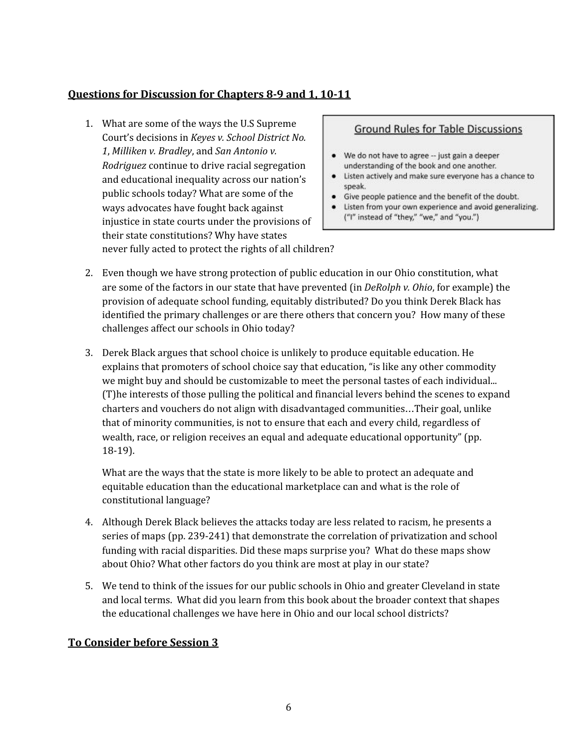## **Questions for Discussion for Chapters 8-9 and 1, 10-11**

> **Ground Rules for Table Discussions**
>
> - We do not have to agree -- just gain a deeper understanding of the book and one another.
> - Listen actively and make sure everyone has a chance to speak.
> - Give people patience and the benefit of the doubt.
> - Listen from your own experience and avoid generalizing. ("I" instead of "they," "we," and "you.")

1. What are some of the ways the U.S Supreme Court's decisions in *Keyes v. School District No. 1*, *Milliken v. Bradley*, and *San Antonio v. Rodriguez* continue to drive racial segregation and educational inequality across our nation's public schools today? What are some of the ways advocates have fought back against injustice in state courts under the provisions of their state constitutions? Why have states never fully acted to protect the rights of all children?

2. Even though we have strong protection of public education in our Ohio constitution, what are some of the factors in our state that have prevented (in *DeRolph v. Ohio*, for example) the provision of adequate school funding, equitably distributed? Do you think Derek Black has identified the primary challenges or are there others that concern you? How many of these challenges affect our schools in Ohio today?

3. Derek Black argues that school choice is unlikely to produce equitable education. He explains that promoters of school choice say that education, "is like any other commodity we might buy and should be customizable to meet the personal tastes of each individual... (T)he interests of those pulling the political and financial levers behind the scenes to expand charters and vouchers do not align with disadvantaged communities…Their goal, unlike that of minority communities, is not to ensure that each and every child, regardless of wealth, race, or religion receives an equal and adequate educational opportunity" (pp. 18-19).

   What are the ways that the state is more likely to be able to protect an adequate and equitable education than the educational marketplace can and what is the role of constitutional language?

4. Although Derek Black believes the attacks today are less related to racism, he presents a series of maps (pp. 239-241) that demonstrate the correlation of privatization and school funding with racial disparities. Did these maps surprise you? What do these maps show about Ohio? What other factors do you think are most at play in our state?

5. We tend to think of the issues for our public schools in Ohio and greater Cleveland in state and local terms. What did you learn from this book about the broader context that shapes the educational challenges we have here in Ohio and our local school districts?

## **To Consider before Session 3**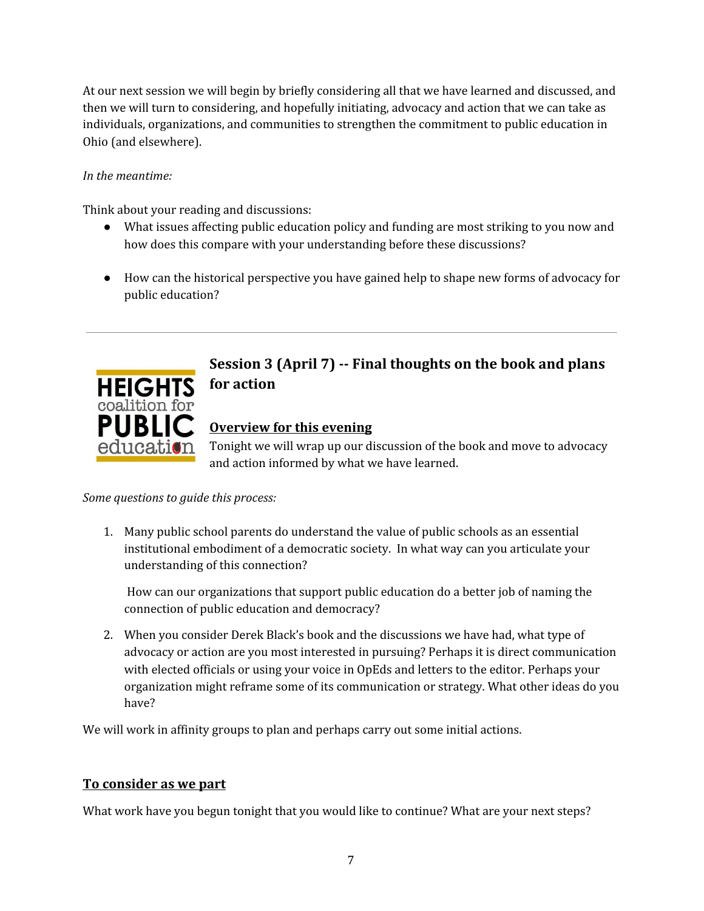At our next session we will begin by briefly considering all that we have learned and discussed, and then we will turn to considering, and hopefully initiating, advocacy and action that we can take as individuals, organizations, and communities to strengthen the commitment to public education in Ohio (and elsewhere).

*In the meantime:*

Think about your reading and discussions:

- What issues affecting public education policy and funding are most striking to you now and how does this compare with your understanding before these discussions?

- How can the historical perspective you have gained help to shape new forms of advocacy for public education?

---

## Session 3 (April 7) -- Final thoughts on the book and plans for action

### Overview for this evening

Tonight we will wrap up our discussion of the book and move to advocacy and action informed by what we have learned.

*Some questions to guide this process:*

1. Many public school parents do understand the value of public schools as an essential institutional embodiment of a democratic society. In what way can you articulate your understanding of this connection?

   How can our organizations that support public education do a better job of naming the connection of public education and democracy?

2. When you consider Derek Black's book and the discussions we have had, what type of advocacy or action are you most interested in pursuing? Perhaps it is direct communication with elected officials or using your voice in OpEds and letters to the editor. Perhaps your organization might reframe some of its communication or strategy. What other ideas do you have?

We will work in affinity groups to plan and perhaps carry out some initial actions.

### To consider as we part

What work have you begun tonight that you would like to continue? What are your next steps?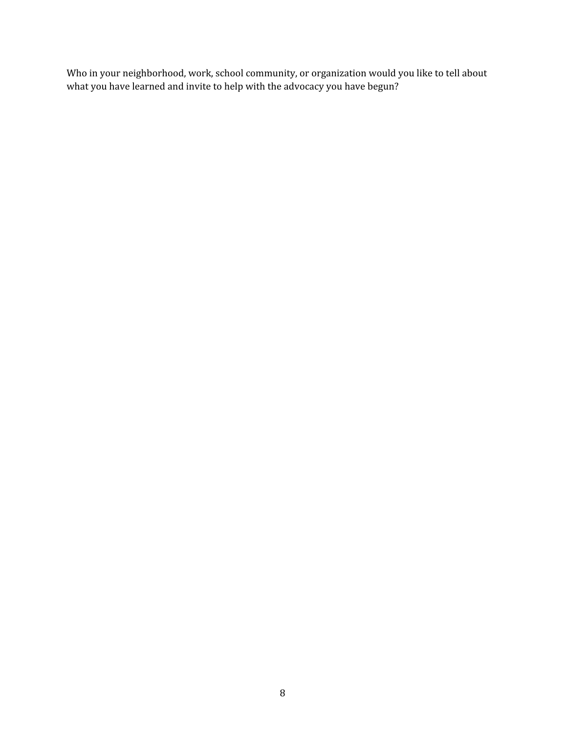Who in your neighborhood, work, school community, or organization would you like to tell about what you have learned and invite to help with the advocacy you have begun?